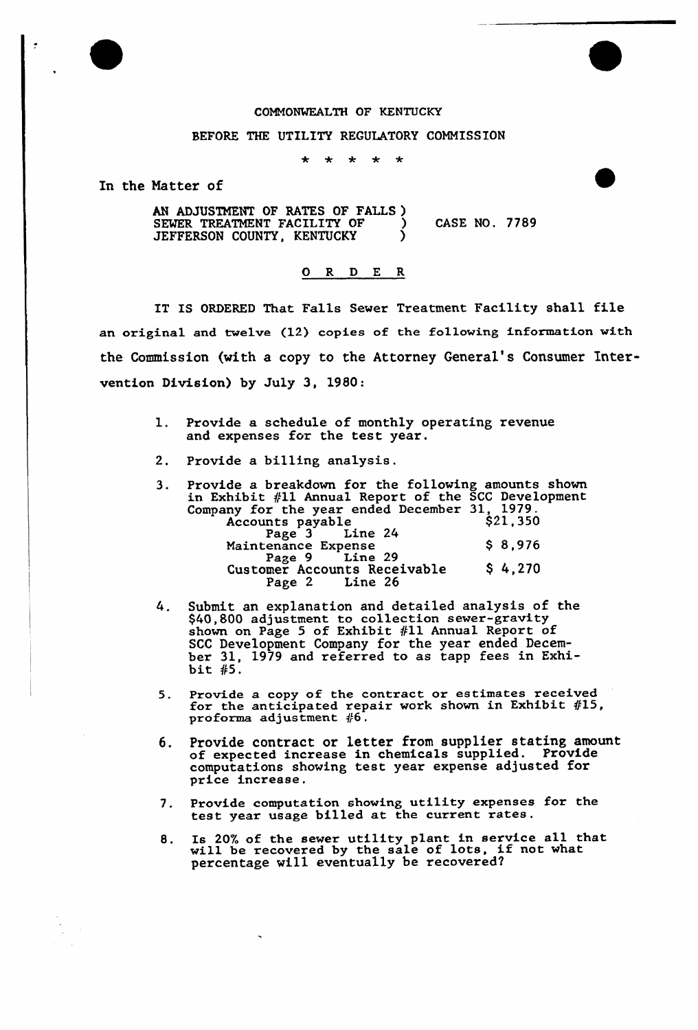COMMONWEALTH OF KENTUCKY

BEFORE THE UTILITY REGULATORY COMMISSION

\* \* \* \* \*

In the Matter of

AN ADJUSTMENT OF RATES OF FALLS SEWER TREATMENT FACILITY OF JEFFERSON COUNTY, KENTUCKY ) CASE NO. 7789

## O R D E R

IT IS ORDERED That Falls Sewer Treatment Facility shall file an original and twelve (12) copies of the following information with the Commission (with a copy to the Attorney General's Consumer Intervention Division) by July 3, 1980:

1. Provide a schedule of monthly operating revenue and expenses for the test year.

2. Provide a billing analysis.

3. Provide a breakdown for the following amounts shown in Exhibit #11 Annual Report of the SCC Development Company for the year ended December 31, 1979.

   | | |
   |---|---|
   | Accounts payable<br>Page 3 Line 24 | $21,350 |
   | Maintenance Expense<br>Page 9 Line 29 | $ 8,976 |
   | Customer Accounts Receivable<br>Page 2 Line 26 | $ 4,270 |

4. Submit an explanation and detailed analysis of the $40,800 adjustment to collection sewer-gravity shown on Page 5 of Exhibit #11 Annual Report of SCC Development Company for the year ended December 31, 1979 and referred to as tapp fees in Exhibit #5.

5. Provide a copy of the contract or estimates received for the anticipated repair work shown in Exhibit #15, proforma adjustment #6.

6. Provide contract or letter from supplier stating amount of expected increase in chemicals supplied. Provide computations showing test year expense adjusted for price increase.

7. Provide computation showing utility expenses for the test year usage billed at the current rates.

8. Is 20% of the sewer utility plant in service all that will be recovered by the sale of lots, if not what percentage will eventually be recovered?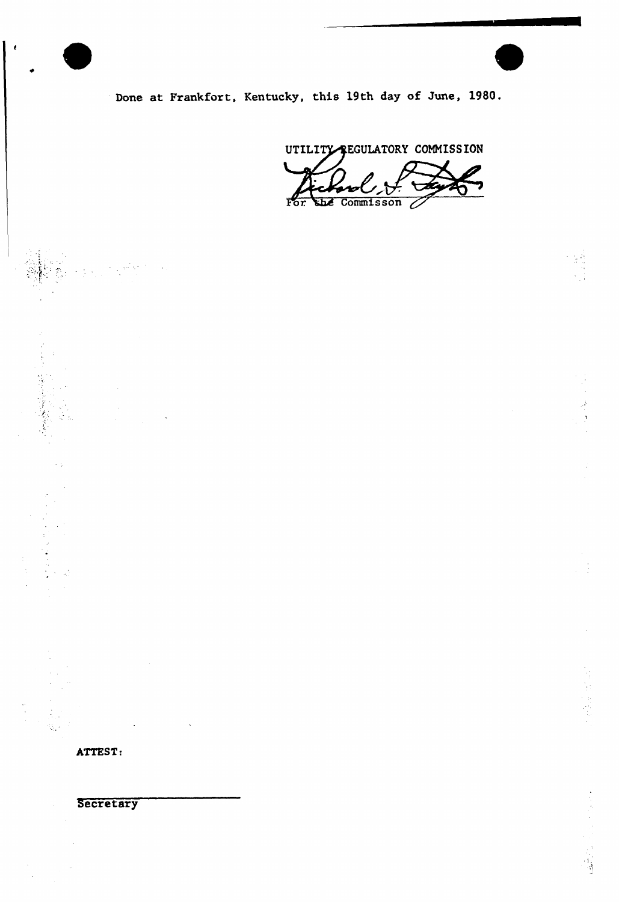Done at Frankfort, Kentucky, this 19th day of June, 1980.

UTILITY REGULATORY COMMISSION

For the Commisson

ATTEST:

Secretary